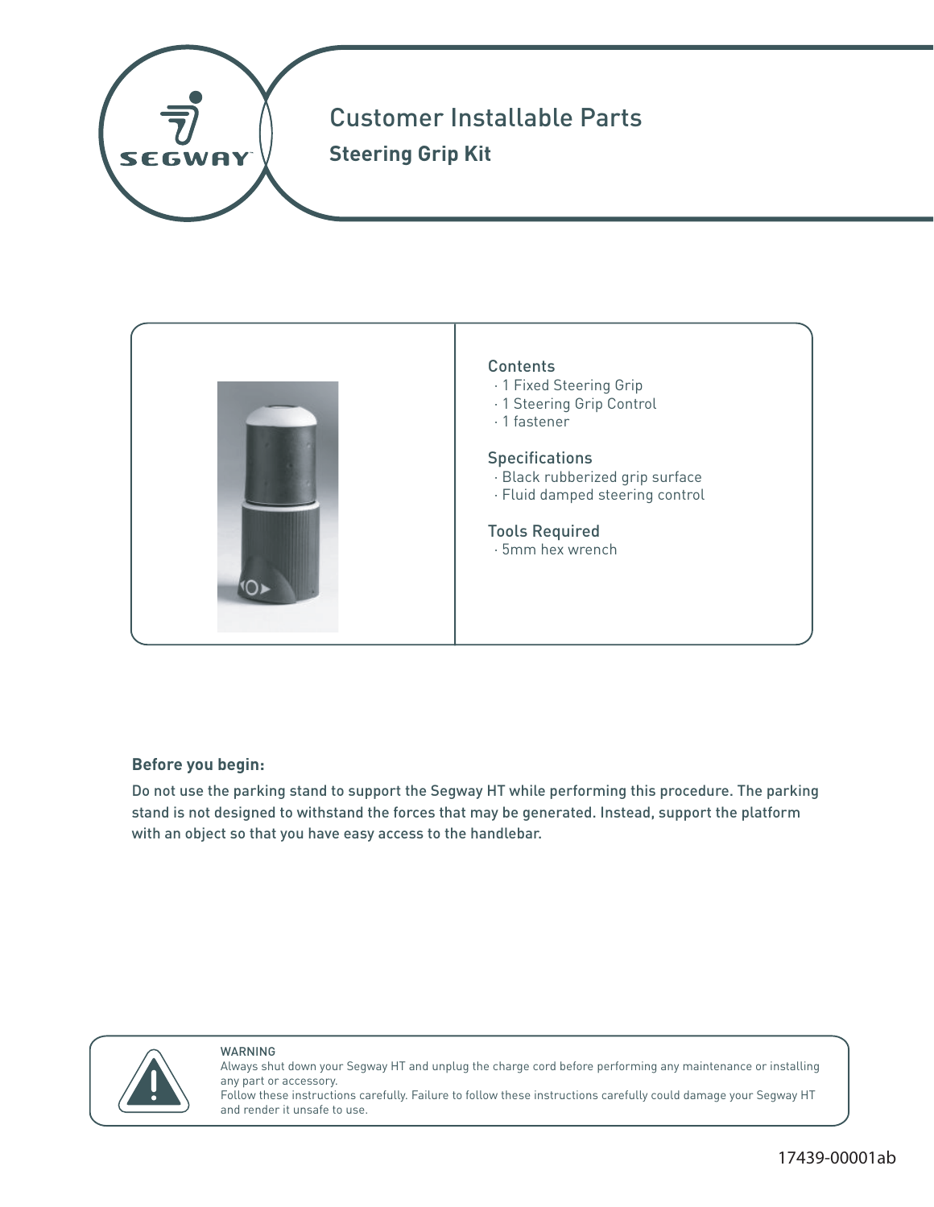# Customer Installable Parts

## Steering Grip Kit

### Contents

- 1 Fixed Steering Grip
- 1 Steering Grip Control
- 1 fastener

### Specifications

- Black rubberized grip surface
- Fluid damped steering control

### Tools Required

- 5mm hex wrench

**Before you begin:**

Do not use the parking stand to support the Segway HT while performing this procedure. The parking stand is not designed to withstand the forces that may be generated. Instead, support the platform with an object so that you have easy access to the handlebar.

WARNING

Always shut down your Segway HT and unplug the charge cord before performing any maintenance or installing any part or accessory.

Follow these instructions carefully. Failure to follow these instructions carefully could damage your Segway HT and render it unsafe to use.

17439-00001ab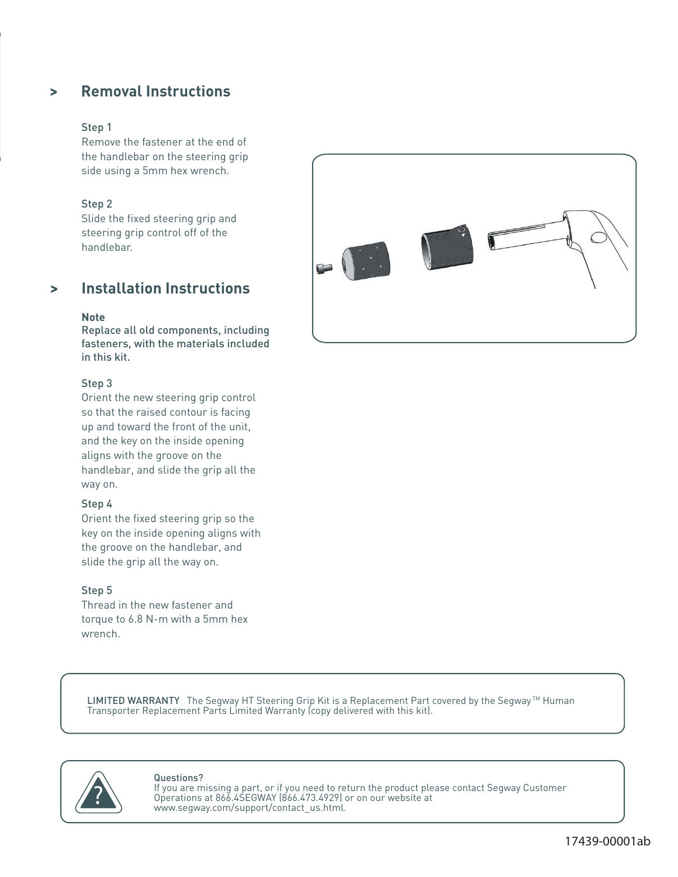## > Removal Instructions

**Step 1**
Remove the fastener at the end of the handlebar on the steering grip side using a 5mm hex wrench.

**Step 2**
Slide the fixed steering grip and steering grip control off of the handlebar.

## > Installation Instructions

**Note**
**Replace all old components, including fasteners, with the materials included in this kit.**

**Step 3**
Orient the new steering grip control so that the raised contour is facing up and toward the front of the unit, and the key on the inside opening aligns with the groove on the handlebar, and slide the grip all the way on.

**Step 4**
Orient the fixed steering grip so the key on the inside opening aligns with the groove on the handlebar, and slide the grip all the way on.

**Step 5**
Thread in the new fastener and torque to 6.8 N-m with a 5mm hex wrench.

**LIMITED WARRANTY** The Segway HT Steering Grip Kit is a Replacement Part covered by the Segway™ Human Transporter Replacement Parts Limited Warranty (copy delivered with this kit).

**Questions?**
If you are missing a part, or if you need to return the product please contact Segway Customer Operations at 866.4SEGWAY (866.473.4929) or on our website at www.segway.com/support/contact_us.html.

17439-00001ab